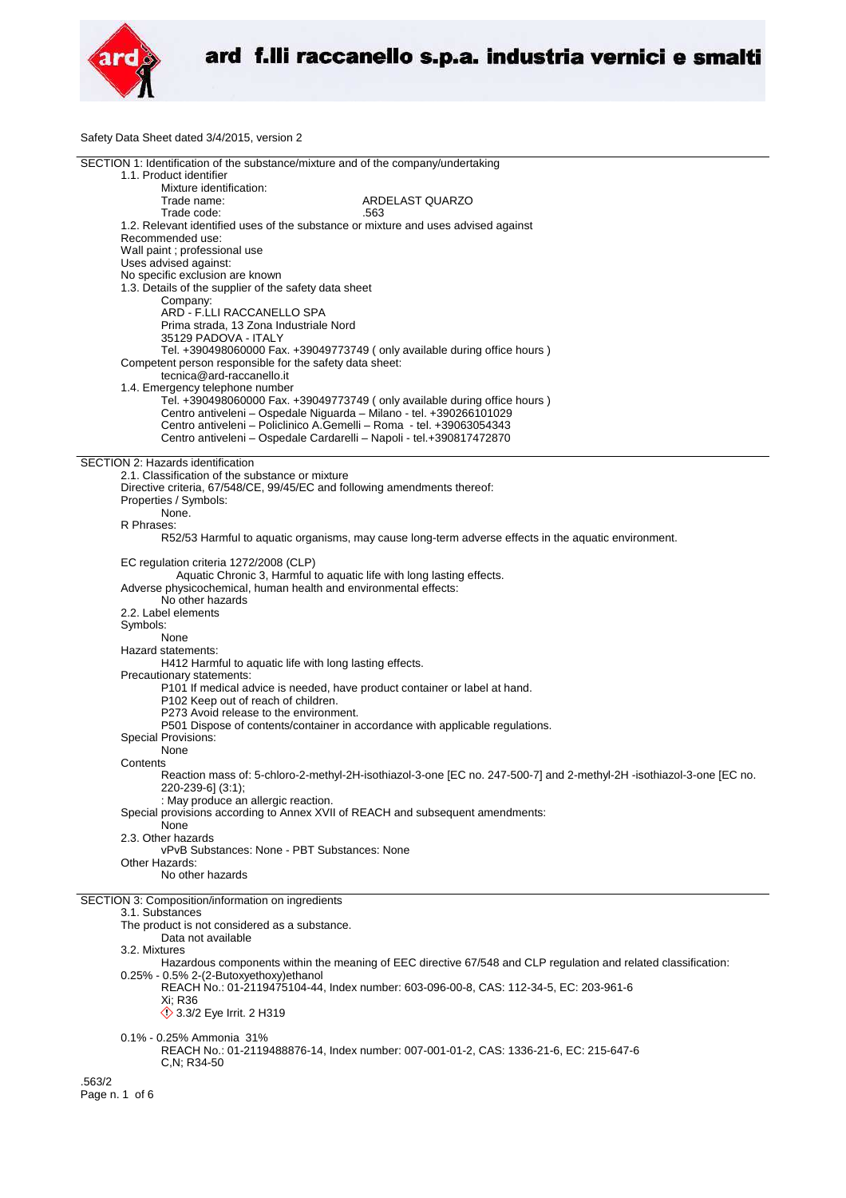# ard f.lli raccanello s.p.a. industria vernici e smalti

Safety Data Sheet dated 3/4/2015, version 2

## SECTION 1: Identification of the substance/mixture and of the company/undertaking

1.1. Product identifier

Mixture identification:

Trade name: ARDELAST QUARZO

Trade code: .563

1.2. Relevant identified uses of the substance or mixture and uses advised against

Recommended use:

Wall paint ; professional use

Uses advised against:

No specific exclusion are known

1.3. Details of the supplier of the safety data sheet

Company:

ARD - F.LLI RACCANELLO SPA

Prima strada, 13 Zona Industriale Nord

35129 PADOVA - ITALY

Tel. +390498060000 Fax. +39049773749 ( only available during office hours )

Competent person responsible for the safety data sheet:

tecnica@ard-raccanello.it

1.4. Emergency telephone number

Tel. +390498060000 Fax. +39049773749 ( only available during office hours )

Centro antiveleni – Ospedale Niguarda – Milano - tel. +390266101029

Centro antiveleni – Policlinico A.Gemelli – Roma - tel. +39063054343

Centro antiveleni – Ospedale Cardarelli – Napoli - tel.+390817472870

## SECTION 2: Hazards identification

2.1. Classification of the substance or mixture

Directive criteria, 67/548/CE, 99/45/EC and following amendments thereof:

Properties / Symbols:

None.

R Phrases:

R52/53 Harmful to aquatic organisms, may cause long-term adverse effects in the aquatic environment.

EC regulation criteria 1272/2008 (CLP)

Aquatic Chronic 3, Harmful to aquatic life with long lasting effects.

Adverse physicochemical, human health and environmental effects:

No other hazards

2.2. Label elements

Symbols:

None

Hazard statements:

H412 Harmful to aquatic life with long lasting effects.

Precautionary statements:

P101 If medical advice is needed, have product container or label at hand.

P102 Keep out of reach of children.

P273 Avoid release to the environment.

P501 Dispose of contents/container in accordance with applicable regulations.

Special Provisions:

None

Contents

Reaction mass of: 5-chloro-2-methyl-2H-isothiazol-3-one [EC no. 247-500-7] and 2-methyl-2H -isothiazol-3-one [EC no. 220-239-6] (3:1);

: May produce an allergic reaction.

Special provisions according to Annex XVII of REACH and subsequent amendments:

None

2.3. Other hazards

vPvB Substances: None - PBT Substances: None

Other Hazards:

No other hazards

## SECTION 3: Composition/information on ingredients

3.1. Substances

The product is not considered as a substance.

Data not available

3.2. Mixtures

Hazardous components within the meaning of EEC directive 67/548 and CLP regulation and related classification:

0.25% - 0.5% 2-(2-Butoxyethoxy)ethanol

REACH No.: 01-2119475104-44, Index number: 603-096-00-8, CAS: 112-34-5, EC: 203-961-6

Xi; R36

3.3/2 Eye Irrit. 2 H319

0.1% - 0.25% Ammonia 31%

REACH No.: 01-2119488876-14, Index number: 007-001-01-2, CAS: 1336-21-6, EC: 215-647-6

C,N; R34-50

.563/2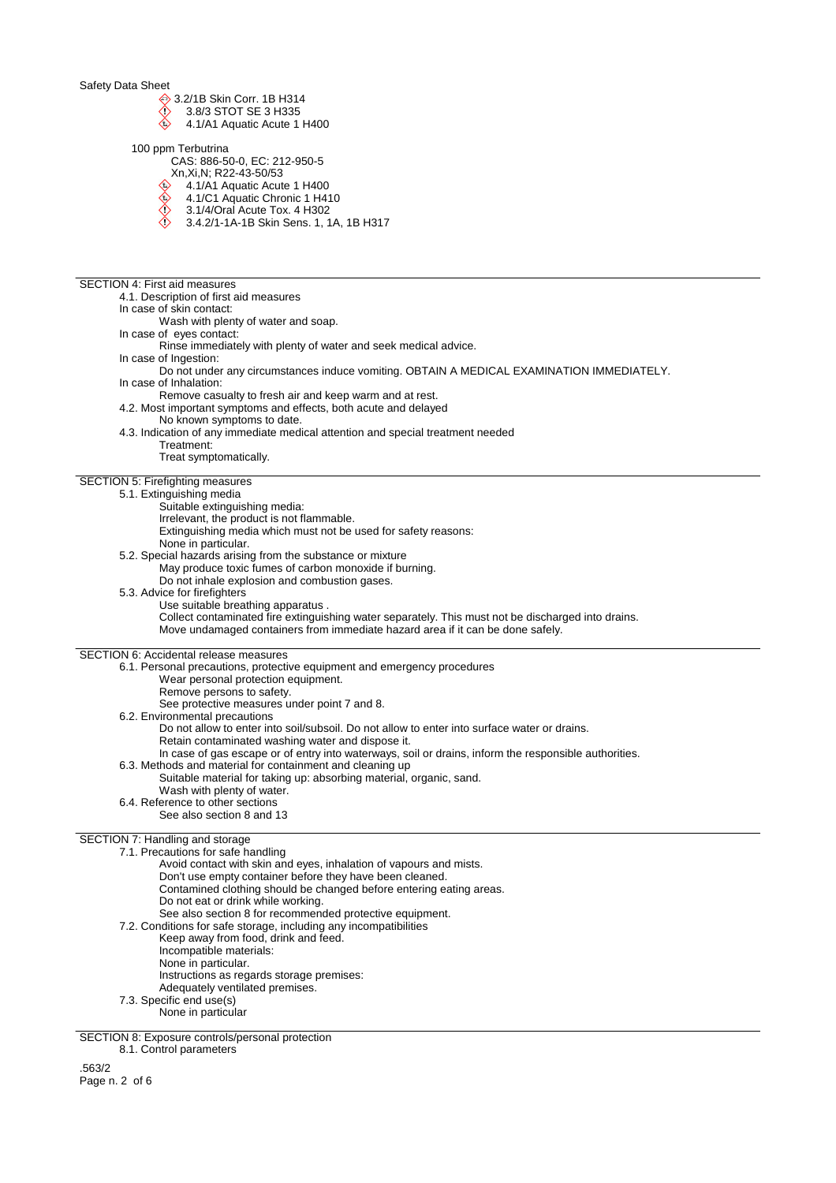Safety Data Sheet

- 3.2/1B Skin Corr. 1B H314
- 3.8/3 STOT SE 3 H335
- 4.1/A1 Aquatic Acute 1 H400

100 ppm Terbutrina

CAS: 886-50-0, EC: 212-950-5

Xn,Xi,N; R22-43-50/53

- 4.1/A1 Aquatic Acute 1 H400
- 4.1/C1 Aquatic Chronic 1 H410
- 3.1/4/Oral Acute Tox. 4 H302
- 3.4.2/1-1A-1B Skin Sens. 1, 1A, 1B H317

## SECTION 4: First aid measures

4.1. Description of first aid measures

In case of skin contact:

Wash with plenty of water and soap.

In case of eyes contact:

Rinse immediately with plenty of water and seek medical advice.

In case of Ingestion:

Do not under any circumstances induce vomiting. OBTAIN A MEDICAL EXAMINATION IMMEDIATELY.

In case of Inhalation:

Remove casualty to fresh air and keep warm and at rest.

4.2. Most important symptoms and effects, both acute and delayed

No known symptoms to date.

4.3. Indication of any immediate medical attention and special treatment needed

Treatment:

Treat symptomatically.

## SECTION 5: Firefighting measures

5.1. Extinguishing media

Suitable extinguishing media:

Irrelevant, the product is not flammable.

Extinguishing media which must not be used for safety reasons:

None in particular.

5.2. Special hazards arising from the substance or mixture

May produce toxic fumes of carbon monoxide if burning.

Do not inhale explosion and combustion gases.

5.3. Advice for firefighters

Use suitable breathing apparatus .

Collect contaminated fire extinguishing water separately. This must not be discharged into drains.

Move undamaged containers from immediate hazard area if it can be done safely.

## SECTION 6: Accidental release measures

6.1. Personal precautions, protective equipment and emergency procedures

Wear personal protection equipment.

Remove persons to safety.

See protective measures under point 7 and 8.

6.2. Environmental precautions

Do not allow to enter into soil/subsoil. Do not allow to enter into surface water or drains.

Retain contaminated washing water and dispose it.

In case of gas escape or of entry into waterways, soil or drains, inform the responsible authorities.

6.3. Methods and material for containment and cleaning up

Suitable material for taking up: absorbing material, organic, sand.

Wash with plenty of water.

6.4. Reference to other sections

See also section 8 and 13

## SECTION 7: Handling and storage

7.1. Precautions for safe handling

Avoid contact with skin and eyes, inhalation of vapours and mists.

Don't use empty container before they have been cleaned.

Contamined clothing should be changed before entering eating areas.

Do not eat or drink while working.

See also section 8 for recommended protective equipment.

7.2. Conditions for safe storage, including any incompatibilities

Keep away from food, drink and feed.

Incompatible materials:

None in particular.

Instructions as regards storage premises:

Adequately ventilated premises.

7.3. Specific end use(s)

None in particular

## SECTION 8: Exposure controls/personal protection

8.1. Control parameters

.563/2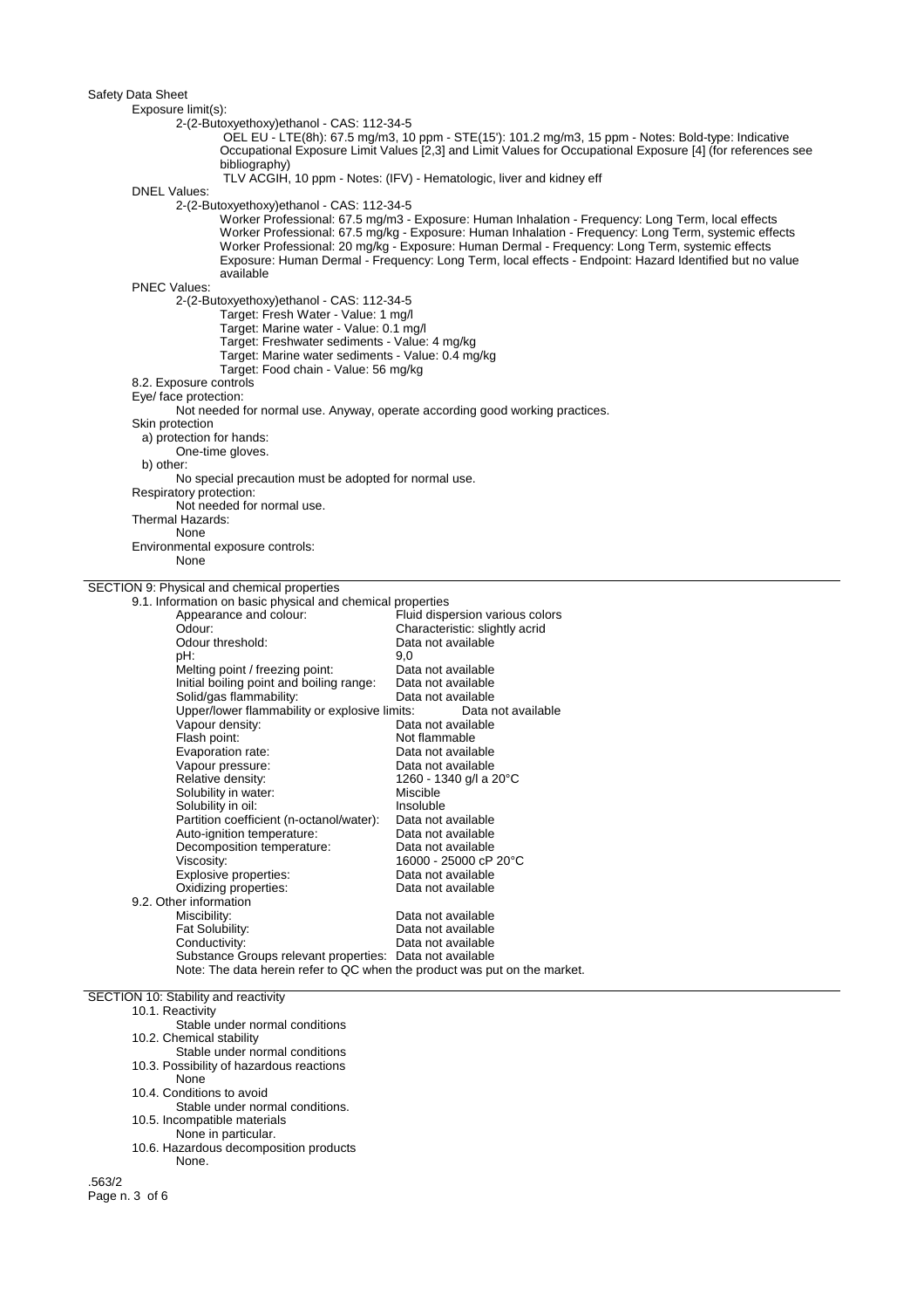Exposure limit(s):

2-(2-Butoxyethoxy)ethanol - CAS: 112-34-5

OEL EU - LTE(8h): 67.5 mg/m3, 10 ppm - STE(15'): 101.2 mg/m3, 15 ppm - Notes: Bold-type: Indicative Occupational Exposure Limit Values [2,3] and Limit Values for Occupational Exposure [4] (for references see bibliography)

TLV ACGIH, 10 ppm - Notes: (IFV) - Hematologic, liver and kidney eff

DNEL Values:

2-(2-Butoxyethoxy)ethanol - CAS: 112-34-5

Worker Professional: 67.5 mg/m3 - Exposure: Human Inhalation - Frequency: Long Term, local effects
Worker Professional: 67.5 mg/kg - Exposure: Human Inhalation - Frequency: Long Term, systemic effects
Worker Professional: 20 mg/kg - Exposure: Human Dermal - Frequency: Long Term, systemic effects
Exposure: Human Dermal - Frequency: Long Term, local effects - Endpoint: Hazard Identified but no value available

PNEC Values:

2-(2-Butoxyethoxy)ethanol - CAS: 112-34-5

Target: Fresh Water - Value: 1 mg/l
Target: Marine water - Value: 0.1 mg/l
Target: Freshwater sediments - Value: 4 mg/kg
Target: Marine water sediments - Value: 0.4 mg/kg
Target: Food chain - Value: 56 mg/kg

8.2. Exposure controls

Eye/ face protection:

Not needed for normal use. Anyway, operate according good working practices.

Skin protection

a) protection for hands:

One-time gloves.

b) other:

No special precaution must be adopted for normal use.

Respiratory protection:

Not needed for normal use.

Thermal Hazards:

None

Environmental exposure controls:

None

## SECTION 9: Physical and chemical properties

9.1. Information on basic physical and chemical properties

| | |
|---|---|
| Appearance and colour: | Fluid dispersion various colors |
| Odour: | Characteristic: slightly acrid |
| Odour threshold: | Data not available |
| pH: | 9,0 |
| Melting point / freezing point: | Data not available |
| Initial boiling point and boiling range: | Data not available |
| Solid/gas flammability: | Data not available |
| Upper/lower flammability or explosive limits: | Data not available |
| Vapour density: | Data not available |
| Flash point: | Not flammable |
| Evaporation rate: | Data not available |
| Vapour pressure: | Data not available |
| Relative density: | 1260 - 1340 g/l a 20°C |
| Solubility in water: | Miscible |
| Solubility in oil: | Insoluble |
| Partition coefficient (n-octanol/water): | Data not available |
| Auto-ignition temperature: | Data not available |
| Decomposition temperature: | Data not available |
| Viscosity: | 16000 - 25000 cP 20°C |
| Explosive properties: | Data not available |
| Oxidizing properties: | Data not available |

9.2. Other information

| | |
|---|---|
| Miscibility: | Data not available |
| Fat Solubility: | Data not available |
| Conductivity: | Data not available |
| Substance Groups relevant properties: | Data not available |

Note: The data herein refer to QC when the product was put on the market.

## SECTION 10: Stability and reactivity

10.1. Reactivity

Stable under normal conditions

10.2. Chemical stability

Stable under normal conditions

10.3. Possibility of hazardous reactions

None

10.4. Conditions to avoid

Stable under normal conditions.

10.5. Incompatible materials

None in particular.

10.6. Hazardous decomposition products

None.

.563/2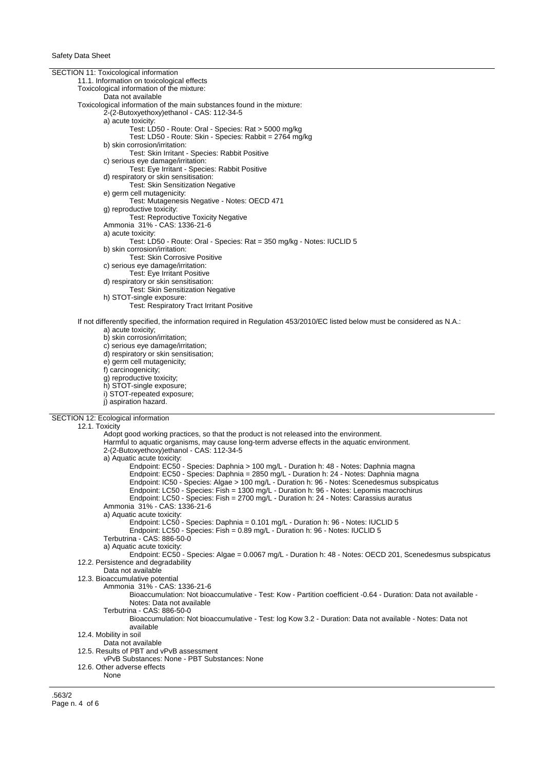## SECTION 11: Toxicological information

### 11.1. Information on toxicological effects

Toxicological information of the mixture:

Data not available

Toxicological information of the main substances found in the mixture:

2-(2-Butoxyethoxy)ethanol - CAS: 112-34-5

a) acute toxicity:
- Test: LD50 - Route: Oral - Species: Rat > 5000 mg/kg
- Test: LD50 - Route: Skin - Species: Rabbit = 2764 mg/kg

b) skin corrosion/irritation:
- Test: Skin Irritant - Species: Rabbit Positive

c) serious eye damage/irritation:
- Test: Eye Irritant - Species: Rabbit Positive

d) respiratory or skin sensitisation:
- Test: Skin Sensitization Negative

e) germ cell mutagenicity:
- Test: Mutagenesis Negative - Notes: OECD 471

g) reproductive toxicity:
- Test: Reproductive Toxicity Negative

Ammonia 31% - CAS: 1336-21-6

a) acute toxicity:
- Test: LD50 - Route: Oral - Species: Rat = 350 mg/kg - Notes: IUCLID 5

b) skin corrosion/irritation:
- Test: Skin Corrosive Positive

c) serious eye damage/irritation:
- Test: Eye Irritant Positive

d) respiratory or skin sensitisation:
- Test: Skin Sensitization Negative

h) STOT-single exposure:
- Test: Respiratory Tract Irritant Positive

If not differently specified, the information required in Regulation 453/2010/EC listed below must be considered as N.A.:

a) acute toxicity;
b) skin corrosion/irritation;
c) serious eye damage/irritation;
d) respiratory or skin sensitisation;
e) germ cell mutagenicity;
f) carcinogenicity;
g) reproductive toxicity;
h) STOT-single exposure;
i) STOT-repeated exposure;
j) aspiration hazard.

## SECTION 12: Ecological information

### 12.1. Toxicity

Adopt good working practices, so that the product is not released into the environment.
Harmful to aquatic organisms, may cause long-term adverse effects in the aquatic environment.

2-(2-Butoxyethoxy)ethanol - CAS: 112-34-5

a) Aquatic acute toxicity:
- Endpoint: EC50 - Species: Daphnia > 100 mg/L - Duration h: 48 - Notes: Daphnia magna
- Endpoint: EC50 - Species: Daphnia = 2850 mg/L - Duration h: 24 - Notes: Daphnia magna
- Endpoint: IC50 - Species: Algae > 100 mg/L - Duration h: 96 - Notes: Scenedesmus subspicatus
- Endpoint: LC50 - Species: Fish = 1300 mg/L - Duration h: 96 - Notes: Lepomis macrochirus
- Endpoint: LC50 - Species: Fish = 2700 mg/L - Duration h: 24 - Notes: Carassius auratus

Ammonia 31% - CAS: 1336-21-6

a) Aquatic acute toxicity:
- Endpoint: LC50 - Species: Daphnia = 0.101 mg/L - Duration h: 96 - Notes: IUCLID 5
- Endpoint: LC50 - Species: Fish = 0.89 mg/L - Duration h: 96 - Notes: IUCLID 5

Terbutrina - CAS: 886-50-0

a) Aquatic acute toxicity:
- Endpoint: EC50 - Species: Algae = 0.0067 mg/L - Duration h: 48 - Notes: OECD 201, Scenedesmus subspicatus

### 12.2. Persistence and degradability

Data not available

### 12.3. Bioaccumulative potential

Ammonia 31% - CAS: 1336-21-6
- Bioaccumulation: Not bioaccumulative - Test: Kow - Partition coefficient -0.64 - Duration: Data not available - Notes: Data not available

Terbutrina - CAS: 886-50-0
- Bioaccumulation: Not bioaccumulative - Test: log Kow 3.2 - Duration: Data not available - Notes: Data not available

### 12.4. Mobility in soil

Data not available

### 12.5. Results of PBT and vPvB assessment

vPvB Substances: None - PBT Substances: None

### 12.6. Other adverse effects

None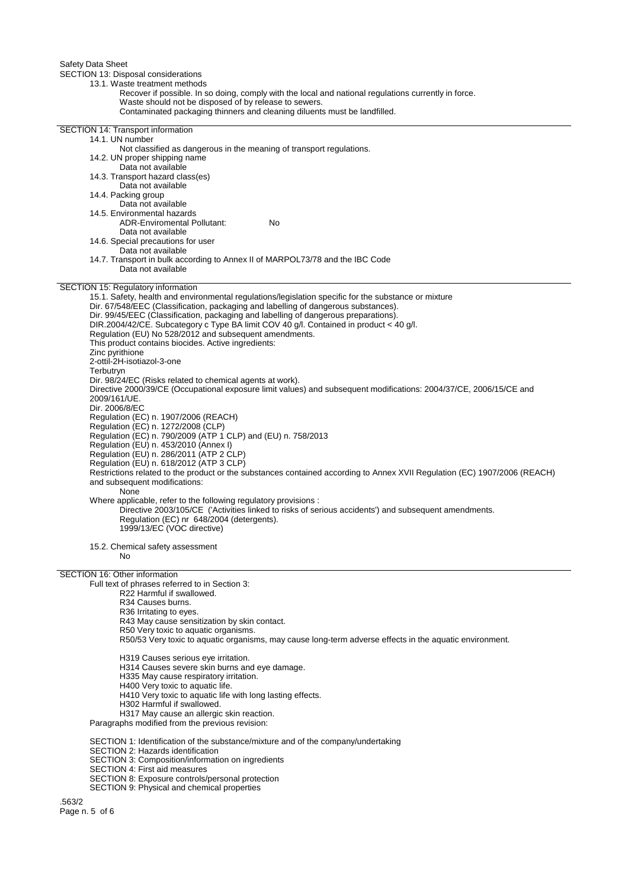Safety Data Sheet

## SECTION 13: Disposal considerations

### 13.1. Waste treatment methods

Recover if possible. In so doing, comply with the local and national regulations currently in force.
Waste should not be disposed of by release to sewers.
Contaminated packaging thinners and cleaning diluents must be landfilled.

## SECTION 14: Transport information

### 14.1. UN number

Not classified as dangerous in the meaning of transport regulations.

### 14.2. UN proper shipping name

Data not available

### 14.3. Transport hazard class(es)

Data not available

### 14.4. Packing group

Data not available

### 14.5. Environmental hazards

ADR-Enviromental Pollutant: No
Data not available

### 14.6. Special precautions for user

Data not available

### 14.7. Transport in bulk according to Annex II of MARPOL73/78 and the IBC Code

Data not available

## SECTION 15: Regulatory information

### 15.1. Safety, health and environmental regulations/legislation specific for the substance or mixture

Dir. 67/548/EEC (Classification, packaging and labelling of dangerous substances).
Dir. 99/45/EEC (Classification, packaging and labelling of dangerous preparations).
DIR.2004/42/CE. Subcategory c Type BA limit COV 40 g/l. Contained in product < 40 g/l.
Regulation (EU) No 528/2012 and subsequent amendments.
This product contains biocides. Active ingredients:
Zinc pyrithione
2-ottil-2H-isotiazol-3-one
Terbutryn
Dir. 98/24/EC (Risks related to chemical agents at work).
Directive 2000/39/CE (Occupational exposure limit values) and subsequent modifications: 2004/37/CE, 2006/15/CE and 2009/161/UE.
Dir. 2006/8/EC
Regulation (EC) n. 1907/2006 (REACH)
Regulation (EC) n. 1272/2008 (CLP)
Regulation (EC) n. 790/2009 (ATP 1 CLP) and (EU) n. 758/2013
Regulation (EU) n. 453/2010 (Annex I)
Regulation (EU) n. 286/2011 (ATP 2 CLP)
Regulation (EU) n. 618/2012 (ATP 3 CLP)
Restrictions related to the product or the substances contained according to Annex XVII Regulation (EC) 1907/2006 (REACH) and subsequent modifications:

None

Where applicable, refer to the following regulatory provisions :

Directive 2003/105/CE ('Activities linked to risks of serious accidents') and subsequent amendments.
Regulation (EC) nr 648/2004 (detergents).
1999/13/EC (VOC directive)

### 15.2. Chemical safety assessment

No

## SECTION 16: Other information

Full text of phrases referred to in Section 3:

R22 Harmful if swallowed.
R34 Causes burns.
R36 Irritating to eyes.
R43 May cause sensitization by skin contact.
R50 Very toxic to aquatic organisms.
R50/53 Very toxic to aquatic organisms, may cause long-term adverse effects in the aquatic environment.

H319 Causes serious eye irritation.
H314 Causes severe skin burns and eye damage.
H335 May cause respiratory irritation.
H400 Very toxic to aquatic life.
H410 Very toxic to aquatic life with long lasting effects.
H302 Harmful if swallowed.
H317 May cause an allergic skin reaction.

Paragraphs modified from the previous revision:

SECTION 1: Identification of the substance/mixture and of the company/undertaking
SECTION 2: Hazards identification
SECTION 3: Composition/information on ingredients
SECTION 4: First aid measures
SECTION 8: Exposure controls/personal protection
SECTION 9: Physical and chemical properties

.563/2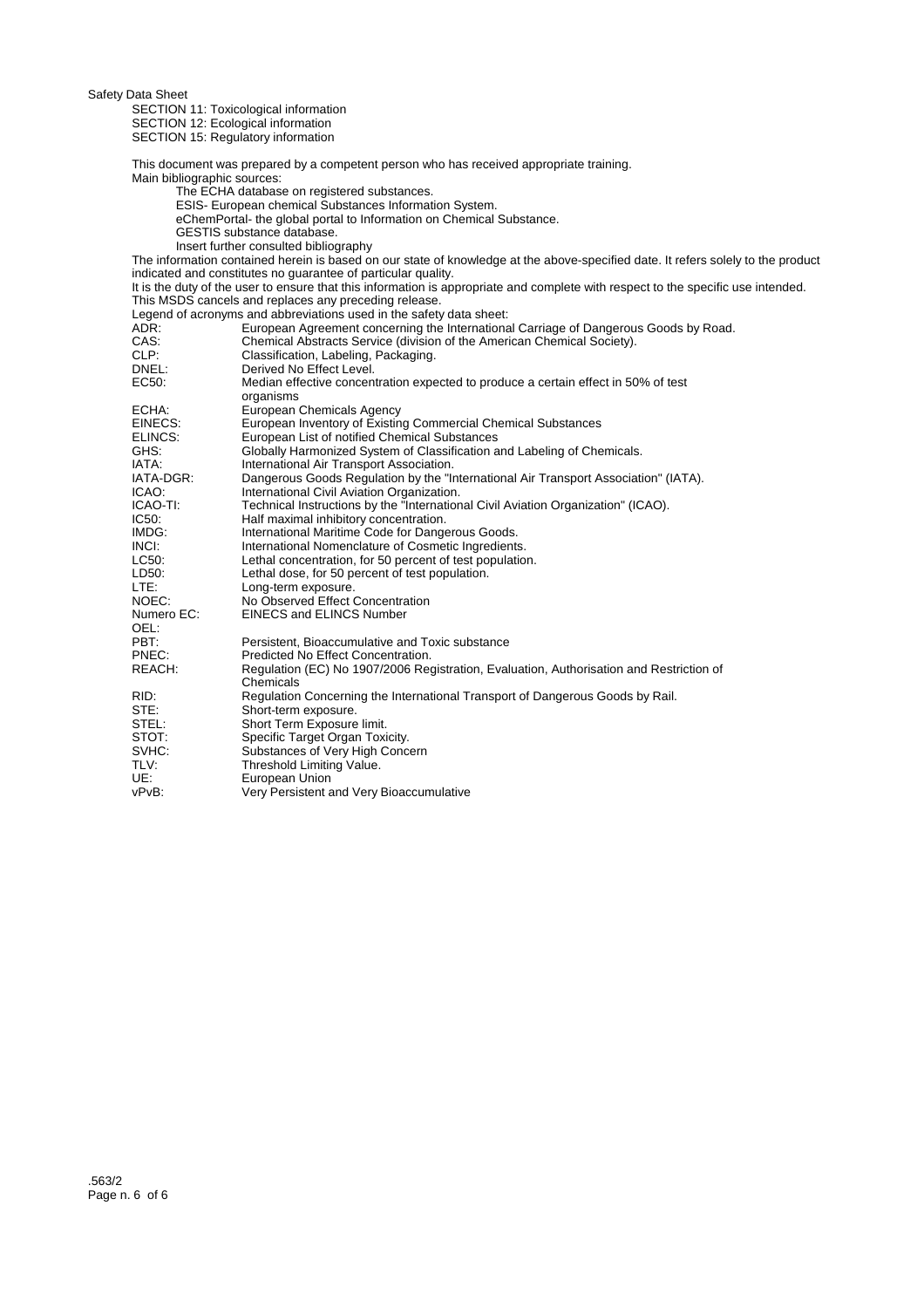Safety Data Sheet

SECTION 11: Toxicological information
SECTION 12: Ecological information
SECTION 15: Regulatory information

This document was prepared by a competent person who has received appropriate training.

Main bibliographic sources:

- The ECHA database on registered substances.
- ESIS- European chemical Substances Information System.
- eChemPortal- the global portal to Information on Chemical Substance.
- GESTIS substance database.
- Insert further consulted bibliography

The information contained herein is based on our state of knowledge at the above-specified date. It refers solely to the product indicated and constitutes no guarantee of particular quality.

It is the duty of the user to ensure that this information is appropriate and complete with respect to the specific use intended.

This MSDS cancels and replaces any preceding release.

Legend of acronyms and abbreviations used in the safety data sheet:

| | |
|---|---|
| ADR: | European Agreement concerning the International Carriage of Dangerous Goods by Road. |
| CAS: | Chemical Abstracts Service (division of the American Chemical Society). |
| CLP: | Classification, Labeling, Packaging. |
| DNEL: | Derived No Effect Level. |
| EC50: | Median effective concentration expected to produce a certain effect in 50% of test organisms |
| ECHA: | European Chemicals Agency |
| EINECS: | European Inventory of Existing Commercial Chemical Substances |
| ELINCS: | European List of notified Chemical Substances |
| GHS: | Globally Harmonized System of Classification and Labeling of Chemicals. |
| IATA: | International Air Transport Association. |
| IATA-DGR: | Dangerous Goods Regulation by the "International Air Transport Association" (IATA). |
| ICAO: | International Civil Aviation Organization. |
| ICAO-TI: | Technical Instructions by the "International Civil Aviation Organization" (ICAO). |
| IC50: | Half maximal inhibitory concentration. |
| IMDG: | International Maritime Code for Dangerous Goods. |
| INCI: | International Nomenclature of Cosmetic Ingredients. |
| LC50: | Lethal concentration, for 50 percent of test population. |
| LD50: | Lethal dose, for 50 percent of test population. |
| LTE: | Long-term exposure. |
| NOEC: | No Observed Effect Concentration |
| Numero EC: | EINECS and ELINCS Number |
| OEL: | |
| PBT: | Persistent, Bioaccumulative and Toxic substance |
| PNEC: | Predicted No Effect Concentration. |
| REACH: | Regulation (EC) No 1907/2006 Registration, Evaluation, Authorisation and Restriction of Chemicals |
| RID: | Regulation Concerning the International Transport of Dangerous Goods by Rail. |
| STE: | Short-term exposure. |
| STEL: | Short Term Exposure limit. |
| STOT: | Specific Target Organ Toxicity. |
| SVHC: | Substances of Very High Concern |
| TLV: | Threshold Limiting Value. |
| UE: | European Union |
| vPvB: | Very Persistent and Very Bioaccumulative |

.563/2